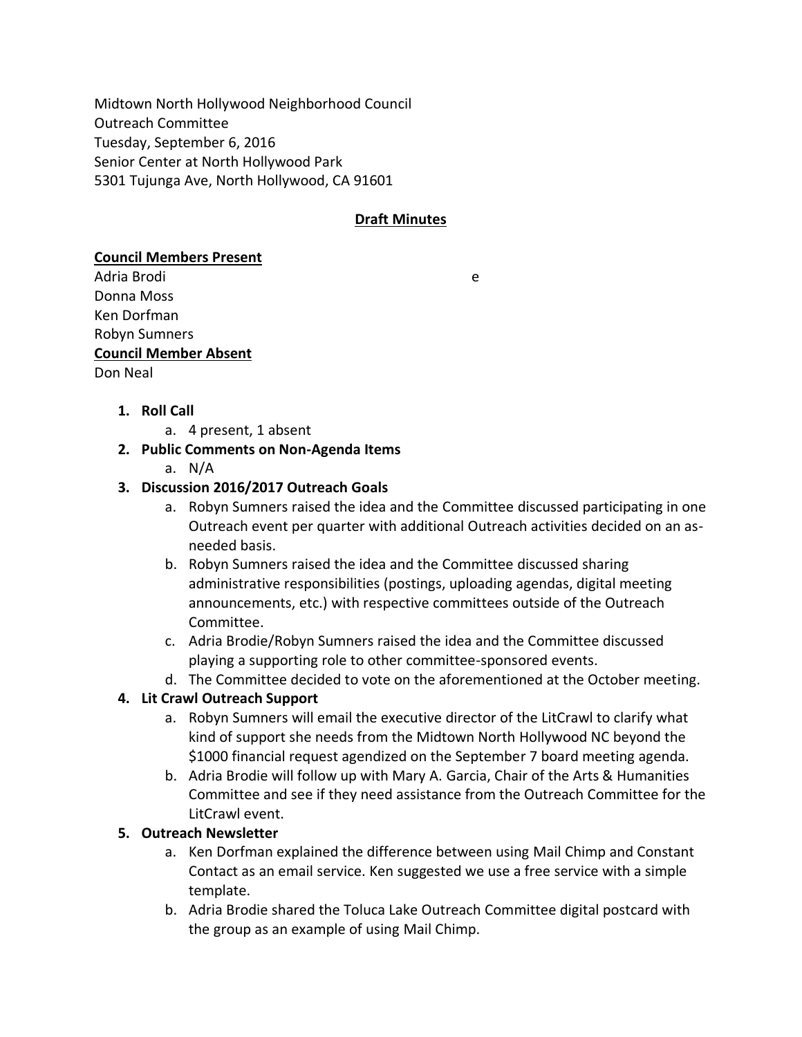Midtown North Hollywood Neighborhood Council
Outreach Committee
Tuesday, September 6, 2016
Senior Center at North Hollywood Park
5301 Tujunga Ave, North Hollywood, CA 91601

**Draft Minutes**

**Council Members Present**

Adria Brodi e
Donna Moss
Ken Dorfman
Robyn Sumners

**Council Member Absent**

Don Neal

1. **Roll Call**
   a. 4 present, 1 absent
2. **Public Comments on Non-Agenda Items**
   a. N/A
3. **Discussion 2016/2017 Outreach Goals**
   a. Robyn Sumners raised the idea and the Committee discussed participating in one Outreach event per quarter with additional Outreach activities decided on an as-needed basis.
   b. Robyn Sumners raised the idea and the Committee discussed sharing administrative responsibilities (postings, uploading agendas, digital meeting announcements, etc.) with respective committees outside of the Outreach Committee.
   c. Adria Brodie/Robyn Sumners raised the idea and the Committee discussed playing a supporting role to other committee-sponsored events.
   d. The Committee decided to vote on the aforementioned at the October meeting.
4. **Lit Crawl Outreach Support**
   a. Robyn Sumners will email the executive director of the LitCrawl to clarify what kind of support she needs from the Midtown North Hollywood NC beyond the $1000 financial request agendized on the September 7 board meeting agenda.
   b. Adria Brodie will follow up with Mary A. Garcia, Chair of the Arts & Humanities Committee and see if they need assistance from the Outreach Committee for the LitCrawl event.
5. **Outreach Newsletter**
   a. Ken Dorfman explained the difference between using Mail Chimp and Constant Contact as an email service. Ken suggested we use a free service with a simple template.
   b. Adria Brodie shared the Toluca Lake Outreach Committee digital postcard with the group as an example of using Mail Chimp.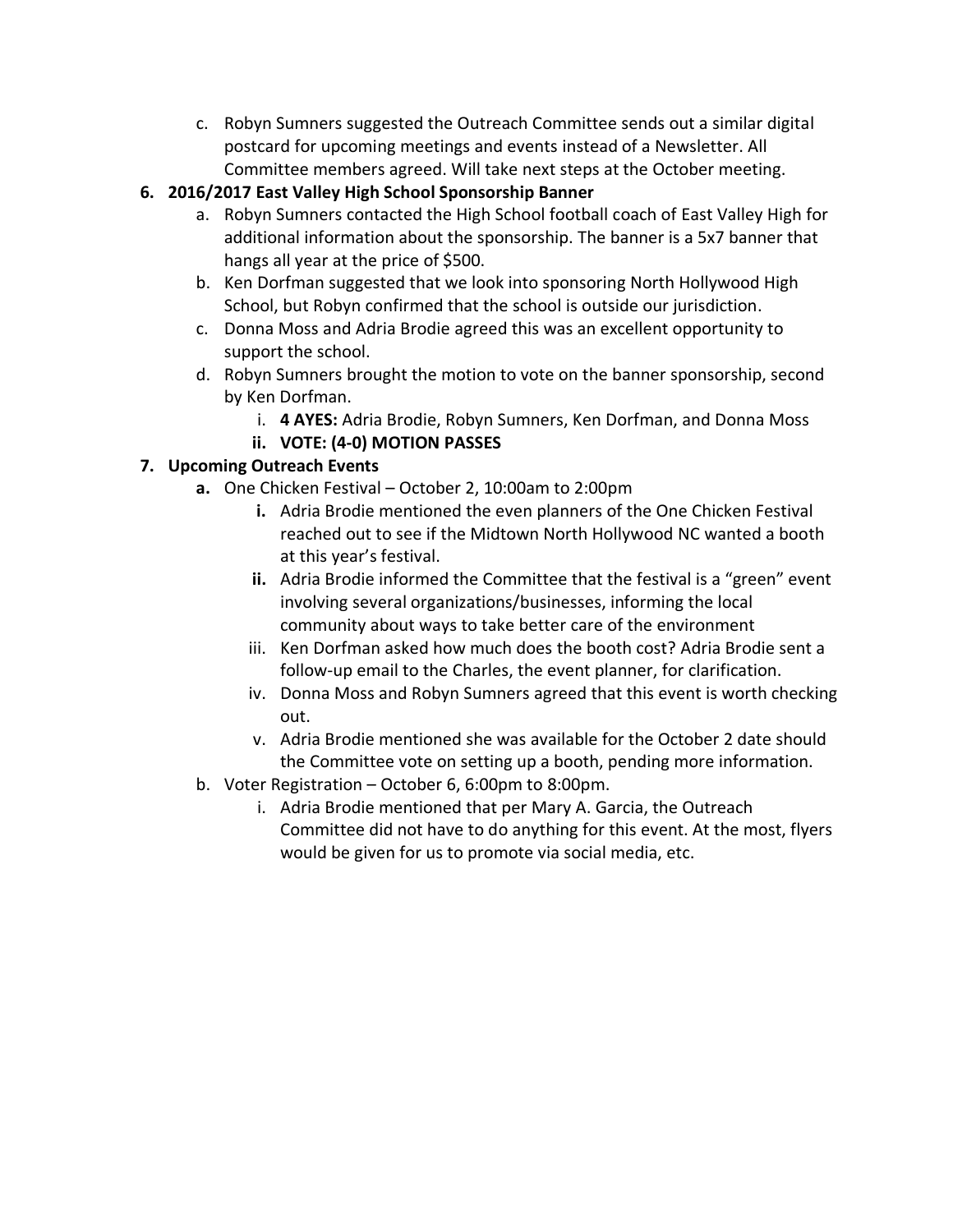c. Robyn Sumners suggested the Outreach Committee sends out a similar digital postcard for upcoming meetings and events instead of a Newsletter. All Committee members agreed. Will take next steps at the October meeting.

**6. 2016/2017 East Valley High School Sponsorship Banner**

a. Robyn Sumners contacted the High School football coach of East Valley High for additional information about the sponsorship. The banner is a 5x7 banner that hangs all year at the price of $500.

b. Ken Dorfman suggested that we look into sponsoring North Hollywood High School, but Robyn confirmed that the school is outside our jurisdiction.

c. Donna Moss and Adria Brodie agreed this was an excellent opportunity to support the school.

d. Robyn Sumners brought the motion to vote on the banner sponsorship, second by Ken Dorfman.

i. **4 AYES:** Adria Brodie, Robyn Sumners, Ken Dorfman, and Donna Moss

**ii. VOTE: (4-0) MOTION PASSES**

**7. Upcoming Outreach Events**

**a.** One Chicken Festival – October 2, 10:00am to 2:00pm

**i.** Adria Brodie mentioned the even planners of the One Chicken Festival reached out to see if the Midtown North Hollywood NC wanted a booth at this year's festival.

**ii.** Adria Brodie informed the Committee that the festival is a "green" event involving several organizations/businesses, informing the local community about ways to take better care of the environment

iii. Ken Dorfman asked how much does the booth cost? Adria Brodie sent a follow-up email to the Charles, the event planner, for clarification.

iv. Donna Moss and Robyn Sumners agreed that this event is worth checking out.

v. Adria Brodie mentioned she was available for the October 2 date should the Committee vote on setting up a booth, pending more information.

b. Voter Registration – October 6, 6:00pm to 8:00pm.

i. Adria Brodie mentioned that per Mary A. Garcia, the Outreach Committee did not have to do anything for this event. At the most, flyers would be given for us to promote via social media, etc.